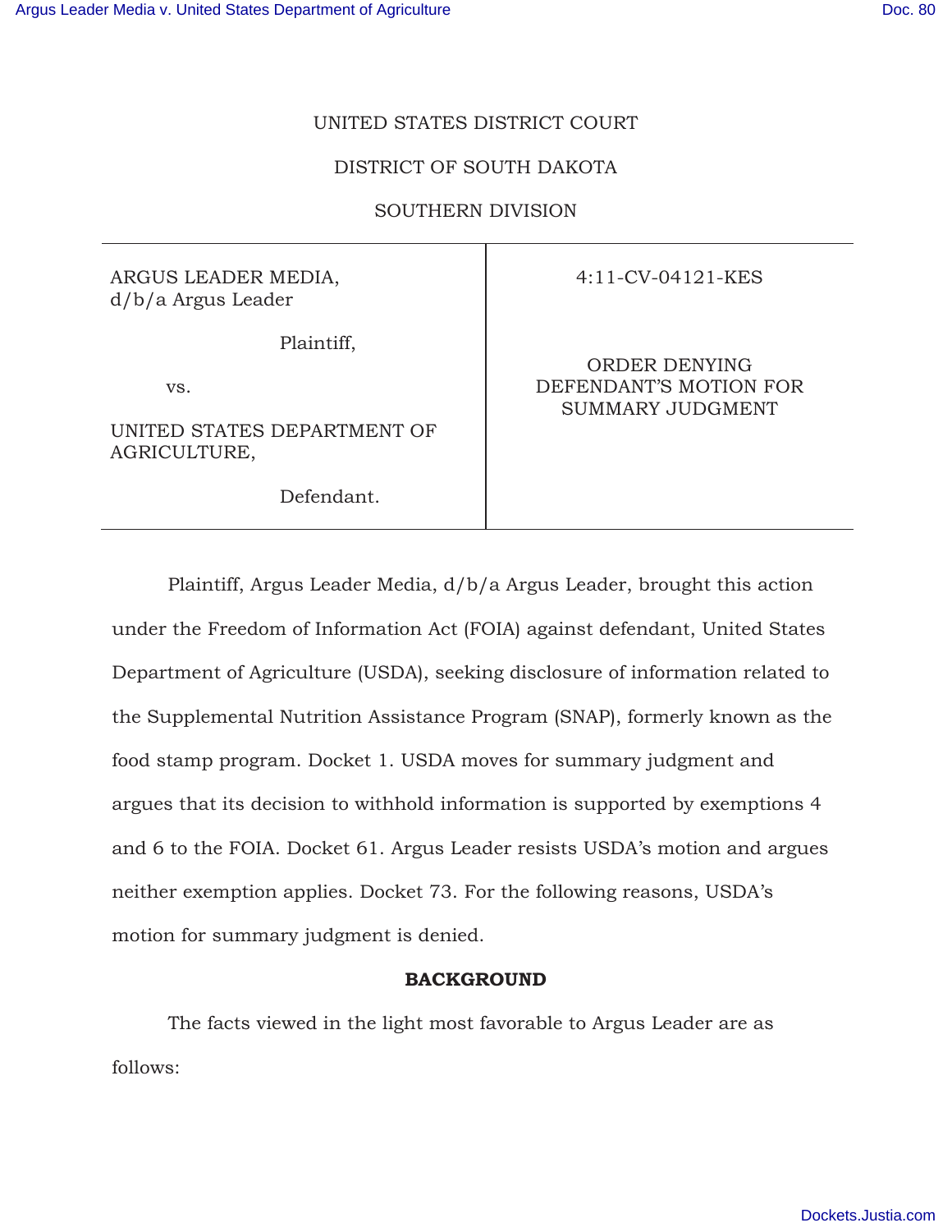UNITED STATES DISTRICT COURT

DISTRICT OF SOUTH DAKOTA

SOUTHERN DIVISION

| ARGUS LEADER MEDIA, d/b/a Argus Leader<br><br>Plaintiff,<br><br>vs.<br><br>UNITED STATES DEPARTMENT OF AGRICULTURE,<br><br>Defendant. | 4:11-CV-04121-KES<br><br>ORDER DENYING DEFENDANT'S MOTION FOR SUMMARY JUDGMENT |
|---|---|

Plaintiff, Argus Leader Media, d/b/a Argus Leader, brought this action under the Freedom of Information Act (FOIA) against defendant, United States Department of Agriculture (USDA), seeking disclosure of information related to the Supplemental Nutrition Assistance Program (SNAP), formerly known as the food stamp program. Docket 1. USDA moves for summary judgment and argues that its decision to withhold information is supported by exemptions 4 and 6 to the FOIA. Docket 61. Argus Leader resists USDA's motion and argues neither exemption applies. Docket 73. For the following reasons, USDA's motion for summary judgment is denied.

**BACKGROUND**

The facts viewed in the light most favorable to Argus Leader are as follows: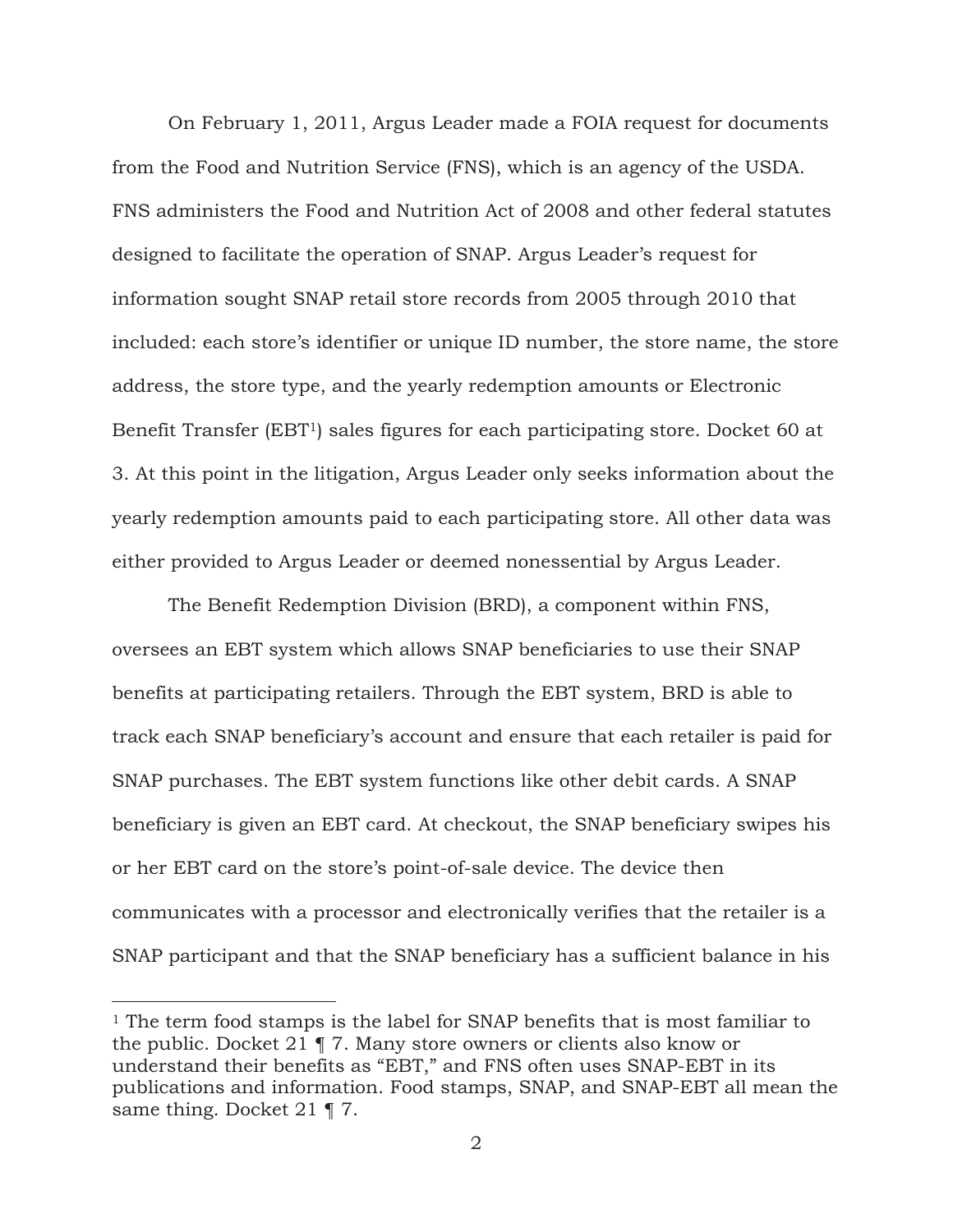On February 1, 2011, Argus Leader made a FOIA request for documents from the Food and Nutrition Service (FNS), which is an agency of the USDA. FNS administers the Food and Nutrition Act of 2008 and other federal statutes designed to facilitate the operation of SNAP. Argus Leader's request for information sought SNAP retail store records from 2005 through 2010 that included: each store's identifier or unique ID number, the store name, the store address, the store type, and the yearly redemption amounts or Electronic Benefit Transfer (EBT[1]) sales figures for each participating store. Docket 60 at 3. At this point in the litigation, Argus Leader only seeks information about the yearly redemption amounts paid to each participating store. All other data was either provided to Argus Leader or deemed nonessential by Argus Leader.

The Benefit Redemption Division (BRD), a component within FNS, oversees an EBT system which allows SNAP beneficiaries to use their SNAP benefits at participating retailers. Through the EBT system, BRD is able to track each SNAP beneficiary's account and ensure that each retailer is paid for SNAP purchases. The EBT system functions like other debit cards. A SNAP beneficiary is given an EBT card. At checkout, the SNAP beneficiary swipes his or her EBT card on the store's point-of-sale device. The device then communicates with a processor and electronically verifies that the retailer is a SNAP participant and that the SNAP beneficiary has a sufficient balance in his

[1] The term food stamps is the label for SNAP benefits that is most familiar to the public. Docket 21 ¶ 7. Many store owners or clients also know or understand their benefits as "EBT," and FNS often uses SNAP-EBT in its publications and information. Food stamps, SNAP, and SNAP-EBT all mean the same thing. Docket 21 ¶ 7.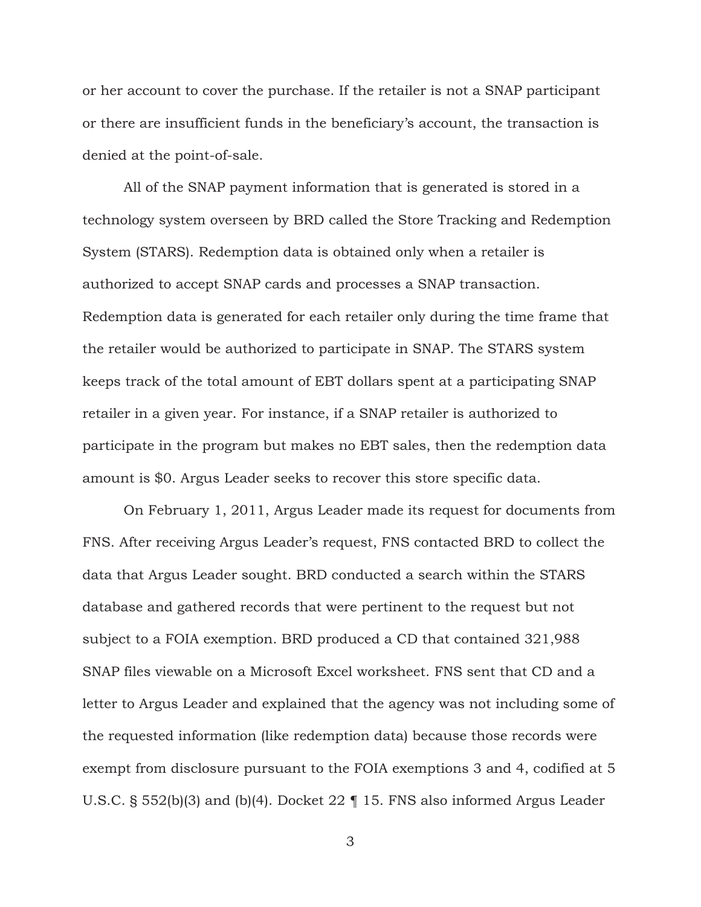or her account to cover the purchase. If the retailer is not a SNAP participant or there are insufficient funds in the beneficiary's account, the transaction is denied at the point-of-sale.

All of the SNAP payment information that is generated is stored in a technology system overseen by BRD called the Store Tracking and Redemption System (STARS). Redemption data is obtained only when a retailer is authorized to accept SNAP cards and processes a SNAP transaction. Redemption data is generated for each retailer only during the time frame that the retailer would be authorized to participate in SNAP. The STARS system keeps track of the total amount of EBT dollars spent at a participating SNAP retailer in a given year. For instance, if a SNAP retailer is authorized to participate in the program but makes no EBT sales, then the redemption data amount is $0. Argus Leader seeks to recover this store specific data.

On February 1, 2011, Argus Leader made its request for documents from FNS. After receiving Argus Leader's request, FNS contacted BRD to collect the data that Argus Leader sought. BRD conducted a search within the STARS database and gathered records that were pertinent to the request but not subject to a FOIA exemption. BRD produced a CD that contained 321,988 SNAP files viewable on a Microsoft Excel worksheet. FNS sent that CD and a letter to Argus Leader and explained that the agency was not including some of the requested information (like redemption data) because those records were exempt from disclosure pursuant to the FOIA exemptions 3 and 4, codified at 5 U.S.C. § 552(b)(3) and (b)(4). Docket 22 ¶ 15. FNS also informed Argus Leader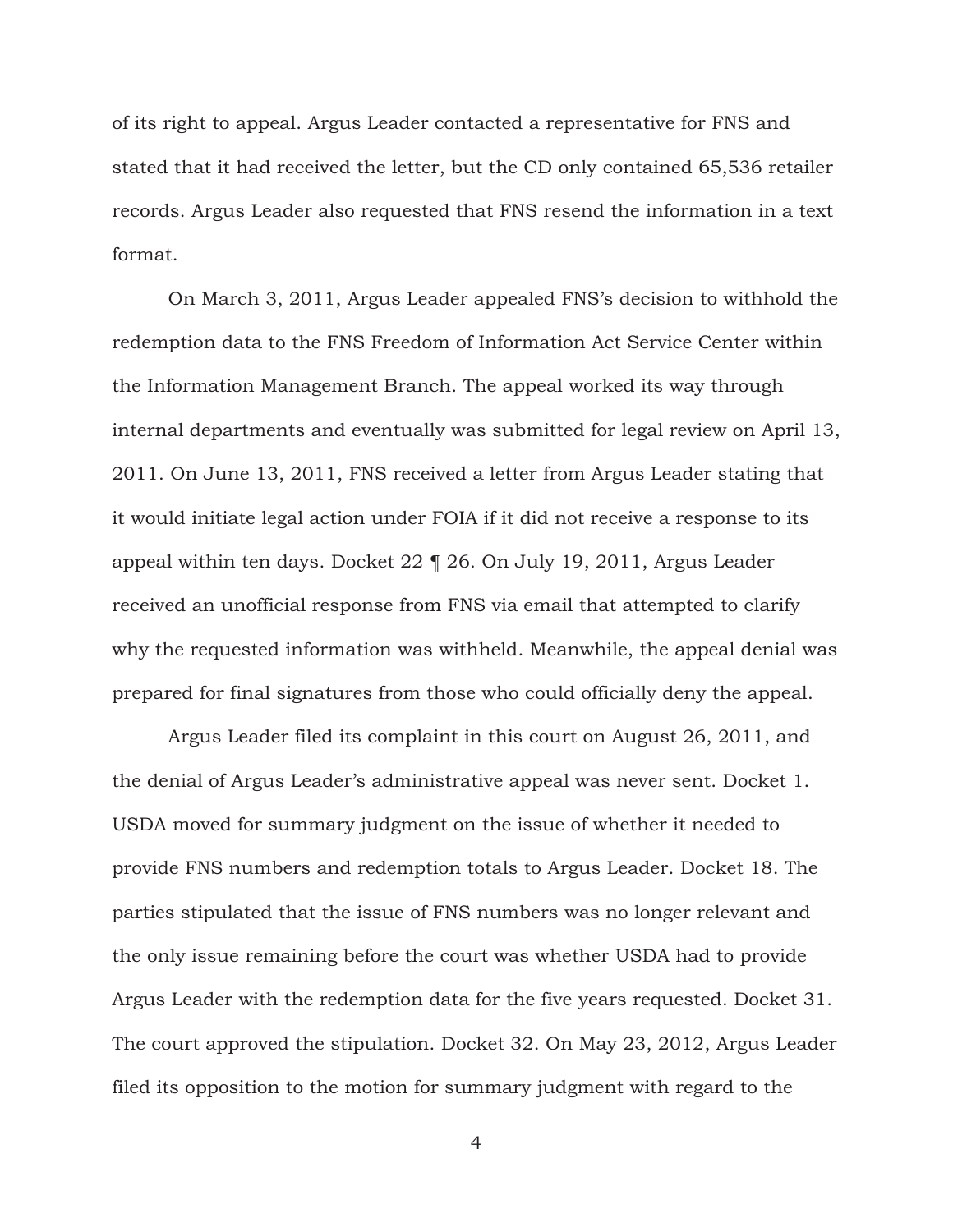of its right to appeal. Argus Leader contacted a representative for FNS and stated that it had received the letter, but the CD only contained 65,536 retailer records. Argus Leader also requested that FNS resend the information in a text format.

On March 3, 2011, Argus Leader appealed FNS's decision to withhold the redemption data to the FNS Freedom of Information Act Service Center within the Information Management Branch. The appeal worked its way through internal departments and eventually was submitted for legal review on April 13, 2011. On June 13, 2011, FNS received a letter from Argus Leader stating that it would initiate legal action under FOIA if it did not receive a response to its appeal within ten days. Docket 22 ¶ 26. On July 19, 2011, Argus Leader received an unofficial response from FNS via email that attempted to clarify why the requested information was withheld. Meanwhile, the appeal denial was prepared for final signatures from those who could officially deny the appeal.

Argus Leader filed its complaint in this court on August 26, 2011, and the denial of Argus Leader's administrative appeal was never sent. Docket 1. USDA moved for summary judgment on the issue of whether it needed to provide FNS numbers and redemption totals to Argus Leader. Docket 18. The parties stipulated that the issue of FNS numbers was no longer relevant and the only issue remaining before the court was whether USDA had to provide Argus Leader with the redemption data for the five years requested. Docket 31. The court approved the stipulation. Docket 32. On May 23, 2012, Argus Leader filed its opposition to the motion for summary judgment with regard to the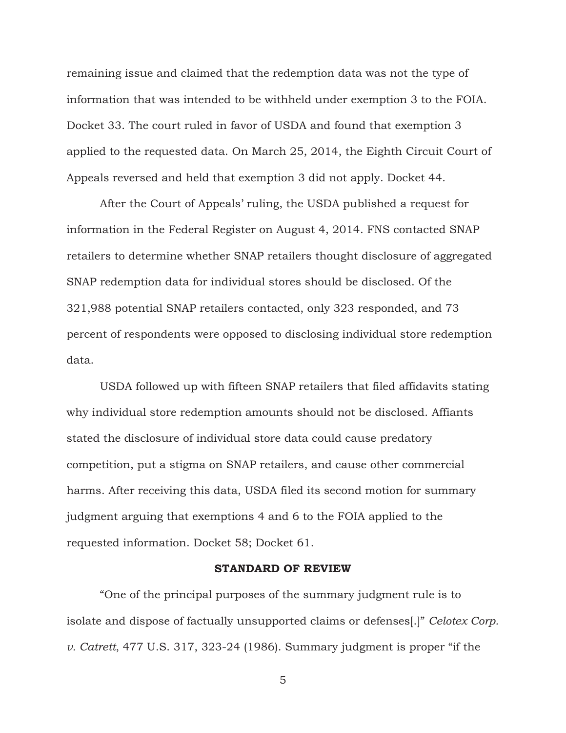remaining issue and claimed that the redemption data was not the type of information that was intended to be withheld under exemption 3 to the FOIA. Docket 33. The court ruled in favor of USDA and found that exemption 3 applied to the requested data. On March 25, 2014, the Eighth Circuit Court of Appeals reversed and held that exemption 3 did not apply. Docket 44.

After the Court of Appeals' ruling, the USDA published a request for information in the Federal Register on August 4, 2014. FNS contacted SNAP retailers to determine whether SNAP retailers thought disclosure of aggregated SNAP redemption data for individual stores should be disclosed. Of the 321,988 potential SNAP retailers contacted, only 323 responded, and 73 percent of respondents were opposed to disclosing individual store redemption data.

USDA followed up with fifteen SNAP retailers that filed affidavits stating why individual store redemption amounts should not be disclosed. Affiants stated the disclosure of individual store data could cause predatory competition, put a stigma on SNAP retailers, and cause other commercial harms. After receiving this data, USDA filed its second motion for summary judgment arguing that exemptions 4 and 6 to the FOIA applied to the requested information. Docket 58; Docket 61.

## STANDARD OF REVIEW

"One of the principal purposes of the summary judgment rule is to isolate and dispose of factually unsupported claims or defenses[.]" *Celotex Corp. v. Catrett*, 477 U.S. 317, 323-24 (1986). Summary judgment is proper "if the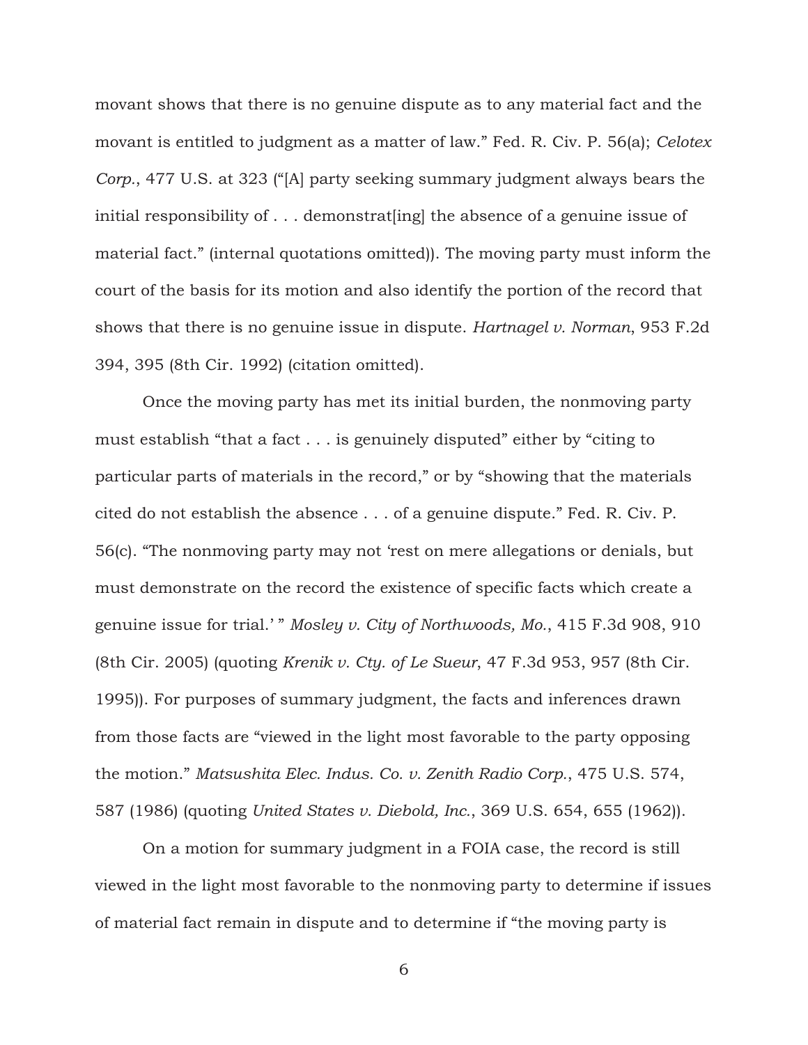movant shows that there is no genuine dispute as to any material fact and the movant is entitled to judgment as a matter of law." Fed. R. Civ. P. 56(a); *Celotex Corp.*, 477 U.S. at 323 ("[A] party seeking summary judgment always bears the initial responsibility of . . . demonstrat[ing] the absence of a genuine issue of material fact." (internal quotations omitted)). The moving party must inform the court of the basis for its motion and also identify the portion of the record that shows that there is no genuine issue in dispute. *Hartnagel v. Norman*, 953 F.2d 394, 395 (8th Cir. 1992) (citation omitted).

Once the moving party has met its initial burden, the nonmoving party must establish "that a fact . . . is genuinely disputed" either by "citing to particular parts of materials in the record," or by "showing that the materials cited do not establish the absence . . . of a genuine dispute." Fed. R. Civ. P. 56(c). "The nonmoving party may not 'rest on mere allegations or denials, but must demonstrate on the record the existence of specific facts which create a genuine issue for trial.' " *Mosley v. City of Northwoods, Mo.*, 415 F.3d 908, 910 (8th Cir. 2005) (quoting *Krenik v. Cty. of Le Sueur*, 47 F.3d 953, 957 (8th Cir. 1995)). For purposes of summary judgment, the facts and inferences drawn from those facts are "viewed in the light most favorable to the party opposing the motion." *Matsushita Elec. Indus. Co. v. Zenith Radio Corp.*, 475 U.S. 574, 587 (1986) (quoting *United States v. Diebold, Inc.*, 369 U.S. 654, 655 (1962)).

On a motion for summary judgment in a FOIA case, the record is still viewed in the light most favorable to the nonmoving party to determine if issues of material fact remain in dispute and to determine if "the moving party is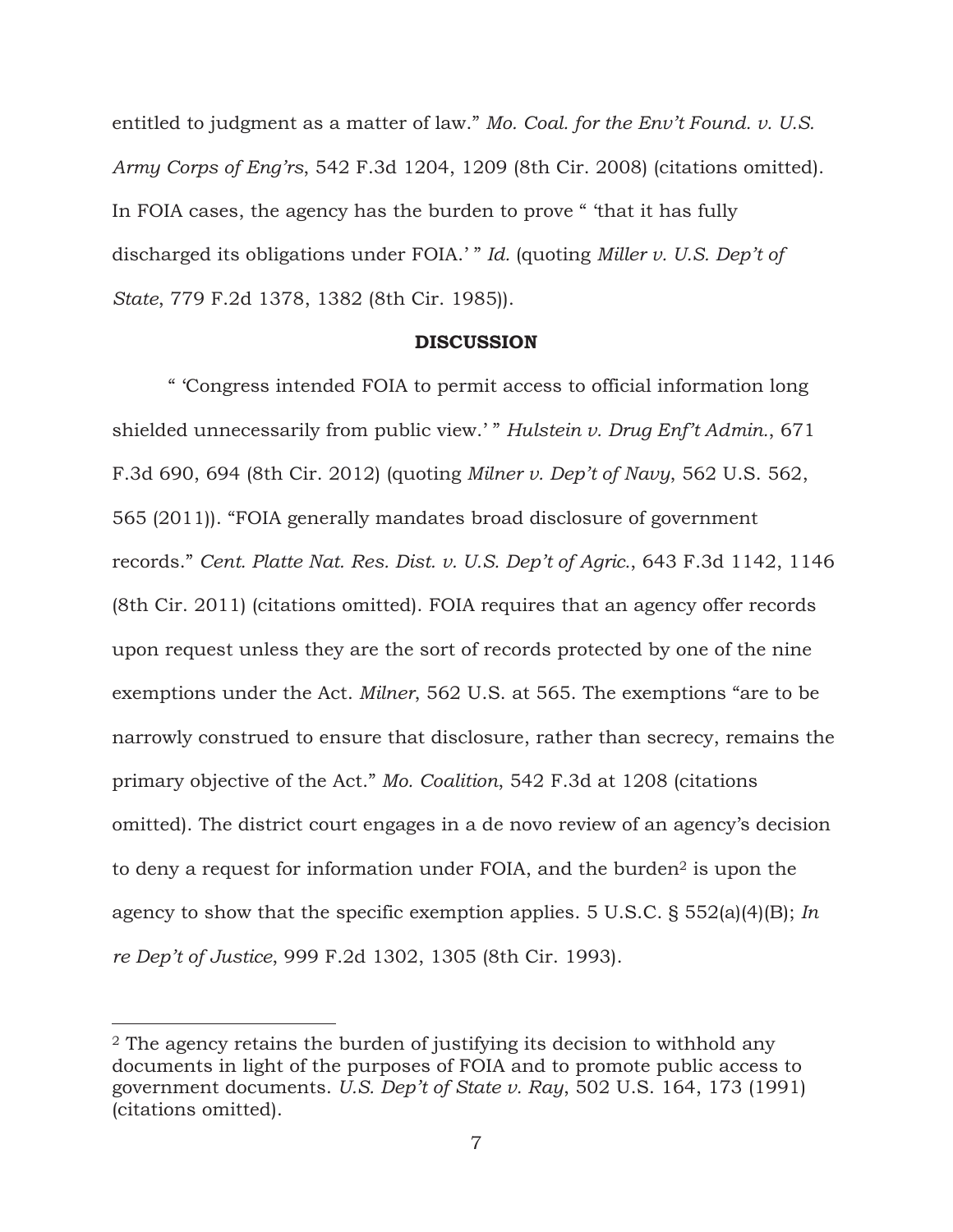entitled to judgment as a matter of law." *Mo. Coal. for the Env't Found. v. U.S. Army Corps of Eng'rs*, 542 F.3d 1204, 1209 (8th Cir. 2008) (citations omitted). In FOIA cases, the agency has the burden to prove " 'that it has fully discharged its obligations under FOIA.' " *Id.* (quoting *Miller v. U.S. Dep't of State*, 779 F.2d 1378, 1382 (8th Cir. 1985)).

**DISCUSSION**

" 'Congress intended FOIA to permit access to official information long shielded unnecessarily from public view.' " *Hulstein v. Drug Enf't Admin.*, 671 F.3d 690, 694 (8th Cir. 2012) (quoting *Milner v. Dep't of Navy*, 562 U.S. 562, 565 (2011)). "FOIA generally mandates broad disclosure of government records." *Cent. Platte Nat. Res. Dist. v. U.S. Dep't of Agric.*, 643 F.3d 1142, 1146 (8th Cir. 2011) (citations omitted). FOIA requires that an agency offer records upon request unless they are the sort of records protected by one of the nine exemptions under the Act. *Milner*, 562 U.S. at 565. The exemptions "are to be narrowly construed to ensure that disclosure, rather than secrecy, remains the primary objective of the Act." *Mo. Coalition*, 542 F.3d at 1208 (citations omitted). The district court engages in a de novo review of an agency's decision to deny a request for information under FOIA, and the burden[2] is upon the agency to show that the specific exemption applies. 5 U.S.C. § 552(a)(4)(B); *In re Dep't of Justice*, 999 F.2d 1302, 1305 (8th Cir. 1993).

---

[2] The agency retains the burden of justifying its decision to withhold any documents in light of the purposes of FOIA and to promote public access to government documents. *U.S. Dep't of State v. Ray*, 502 U.S. 164, 173 (1991) (citations omitted).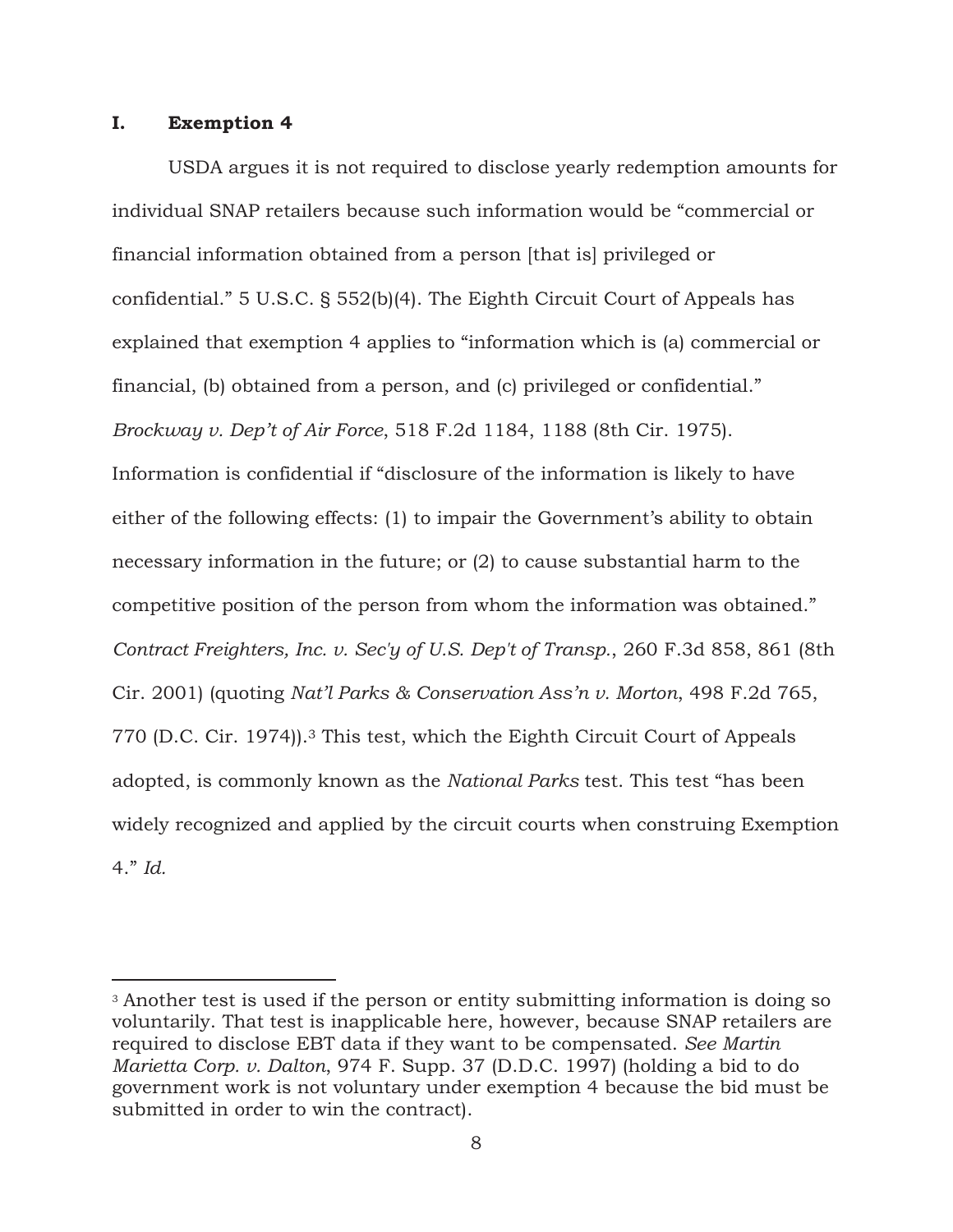## I. Exemption 4

USDA argues it is not required to disclose yearly redemption amounts for individual SNAP retailers because such information would be "commercial or financial information obtained from a person [that is] privileged or confidential." 5 U.S.C. § 552(b)(4). The Eighth Circuit Court of Appeals has explained that exemption 4 applies to "information which is (a) commercial or financial, (b) obtained from a person, and (c) privileged or confidential." *Brockway v. Dep't of Air Force*, 518 F.2d 1184, 1188 (8th Cir. 1975). Information is confidential if "disclosure of the information is likely to have either of the following effects: (1) to impair the Government's ability to obtain necessary information in the future; or (2) to cause substantial harm to the competitive position of the person from whom the information was obtained." *Contract Freighters, Inc. v. Sec'y of U.S. Dep't of Transp.*, 260 F.3d 858, 861 (8th Cir. 2001) (quoting *Nat'l Parks & Conservation Ass'n v. Morton*, 498 F.2d 765, 770 (D.C. Cir. 1974)).[3] This test, which the Eighth Circuit Court of Appeals adopted, is commonly known as the *National Parks* test. This test "has been widely recognized and applied by the circuit courts when construing Exemption 4." *Id.*

---

[3] Another test is used if the person or entity submitting information is doing so voluntarily. That test is inapplicable here, however, because SNAP retailers are required to disclose EBT data if they want to be compensated. *See Martin Marietta Corp. v. Dalton*, 974 F. Supp. 37 (D.D.C. 1997) (holding a bid to do government work is not voluntary under exemption 4 because the bid must be submitted in order to win the contract).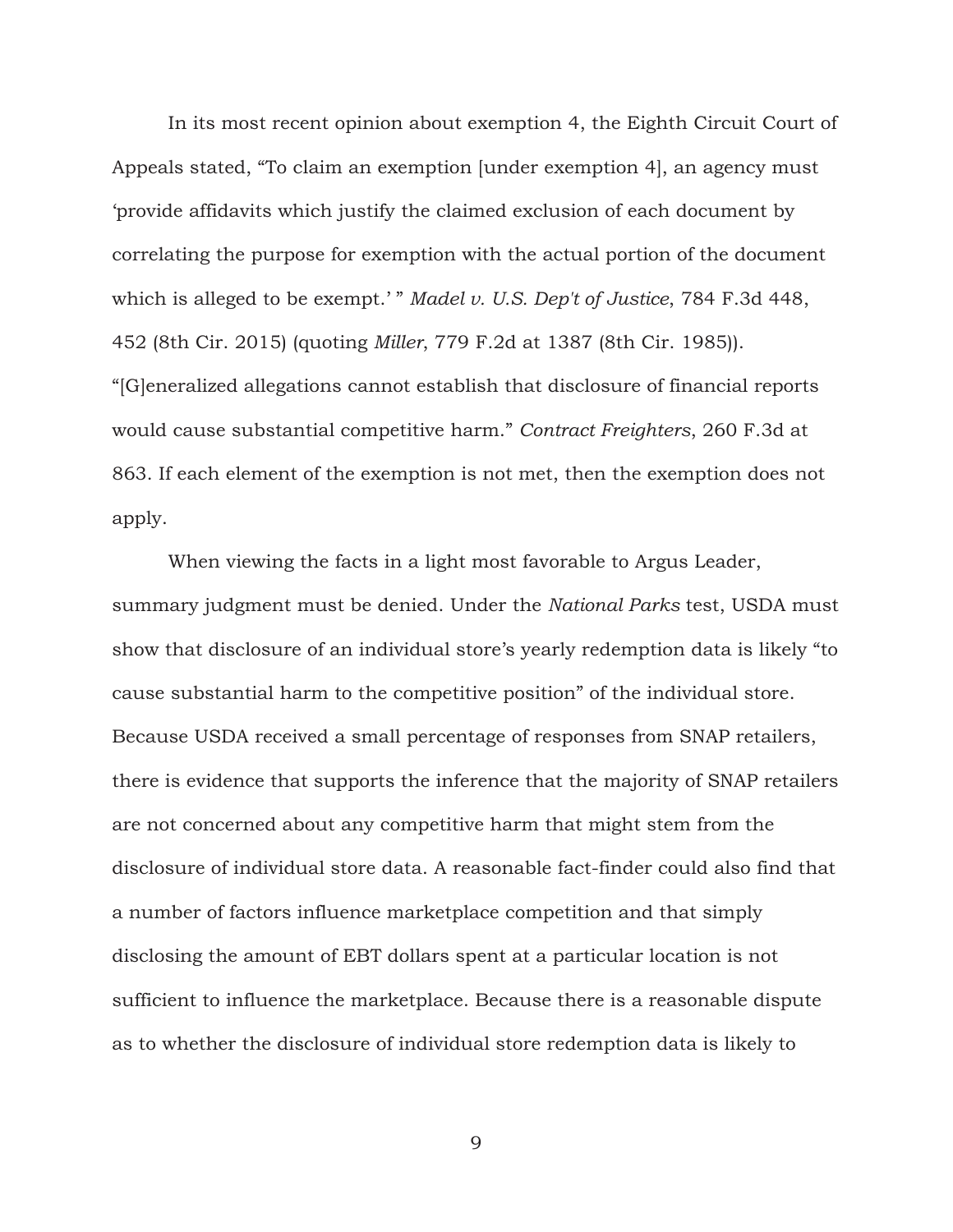In its most recent opinion about exemption 4, the Eighth Circuit Court of Appeals stated, "To claim an exemption [under exemption 4], an agency must 'provide affidavits which justify the claimed exclusion of each document by correlating the purpose for exemption with the actual portion of the document which is alleged to be exempt.' " *Madel v. U.S. Dep't of Justice*, 784 F.3d 448, 452 (8th Cir. 2015) (quoting *Miller*, 779 F.2d at 1387 (8th Cir. 1985)). "[G]eneralized allegations cannot establish that disclosure of financial reports would cause substantial competitive harm." *Contract Freighters*, 260 F.3d at 863. If each element of the exemption is not met, then the exemption does not apply.

When viewing the facts in a light most favorable to Argus Leader, summary judgment must be denied. Under the *National Parks* test, USDA must show that disclosure of an individual store's yearly redemption data is likely "to cause substantial harm to the competitive position" of the individual store. Because USDA received a small percentage of responses from SNAP retailers, there is evidence that supports the inference that the majority of SNAP retailers are not concerned about any competitive harm that might stem from the disclosure of individual store data. A reasonable fact-finder could also find that a number of factors influence marketplace competition and that simply disclosing the amount of EBT dollars spent at a particular location is not sufficient to influence the marketplace. Because there is a reasonable dispute as to whether the disclosure of individual store redemption data is likely to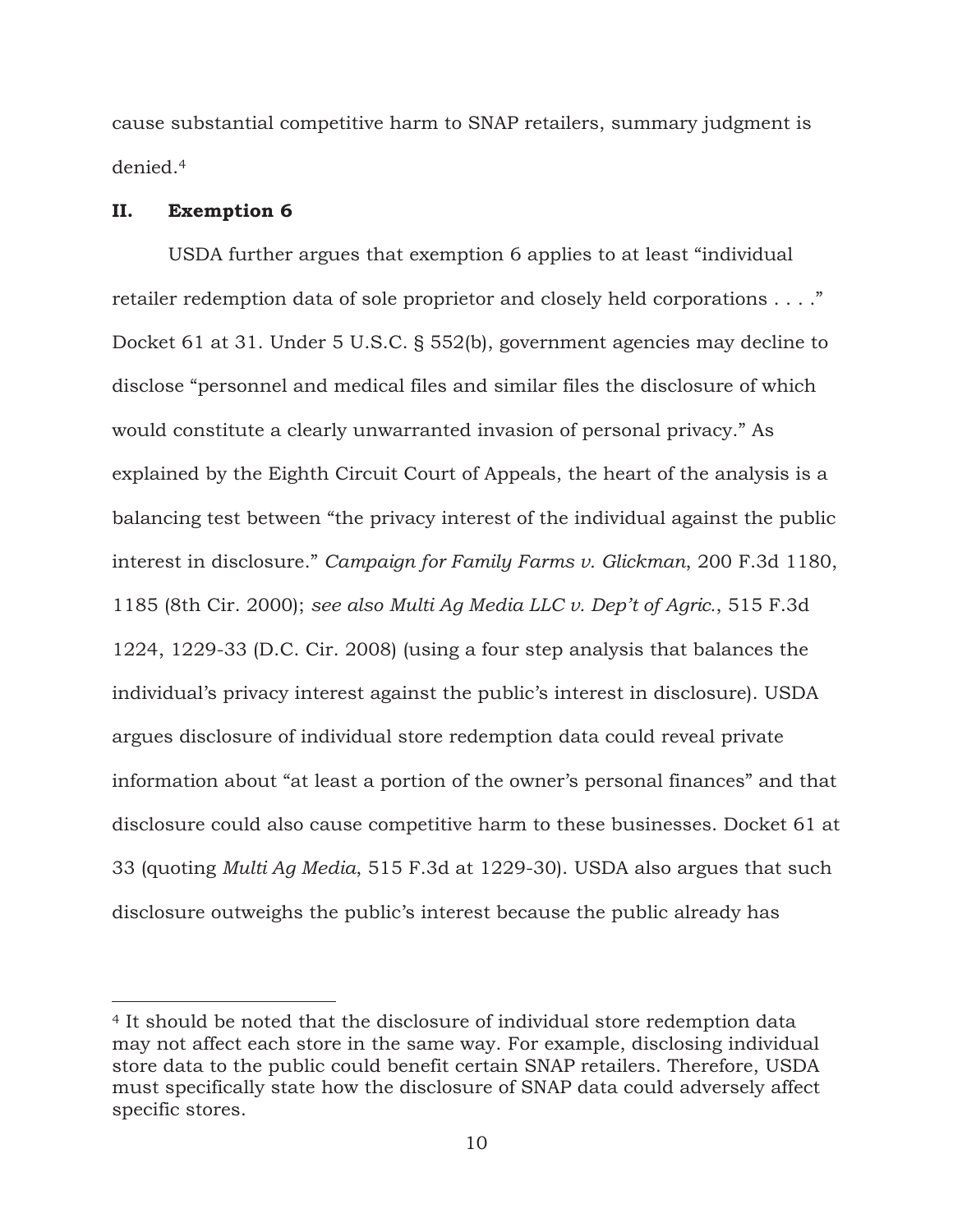cause substantial competitive harm to SNAP retailers, summary judgment is denied.[4]

## II. Exemption 6

USDA further argues that exemption 6 applies to at least "individual retailer redemption data of sole proprietor and closely held corporations . . . ." Docket 61 at 31. Under 5 U.S.C. § 552(b), government agencies may decline to disclose "personnel and medical files and similar files the disclosure of which would constitute a clearly unwarranted invasion of personal privacy." As explained by the Eighth Circuit Court of Appeals, the heart of the analysis is a balancing test between "the privacy interest of the individual against the public interest in disclosure." *Campaign for Family Farms v. Glickman*, 200 F.3d 1180, 1185 (8th Cir. 2000); *see also Multi Ag Media LLC v. Dep't of Agric.*, 515 F.3d 1224, 1229-33 (D.C. Cir. 2008) (using a four step analysis that balances the individual's privacy interest against the public's interest in disclosure). USDA argues disclosure of individual store redemption data could reveal private information about "at least a portion of the owner's personal finances" and that disclosure could also cause competitive harm to these businesses. Docket 61 at 33 (quoting *Multi Ag Media*, 515 F.3d at 1229-30). USDA also argues that such disclosure outweighs the public's interest because the public already has

[4] It should be noted that the disclosure of individual store redemption data may not affect each store in the same way. For example, disclosing individual store data to the public could benefit certain SNAP retailers. Therefore, USDA must specifically state how the disclosure of SNAP data could adversely affect specific stores.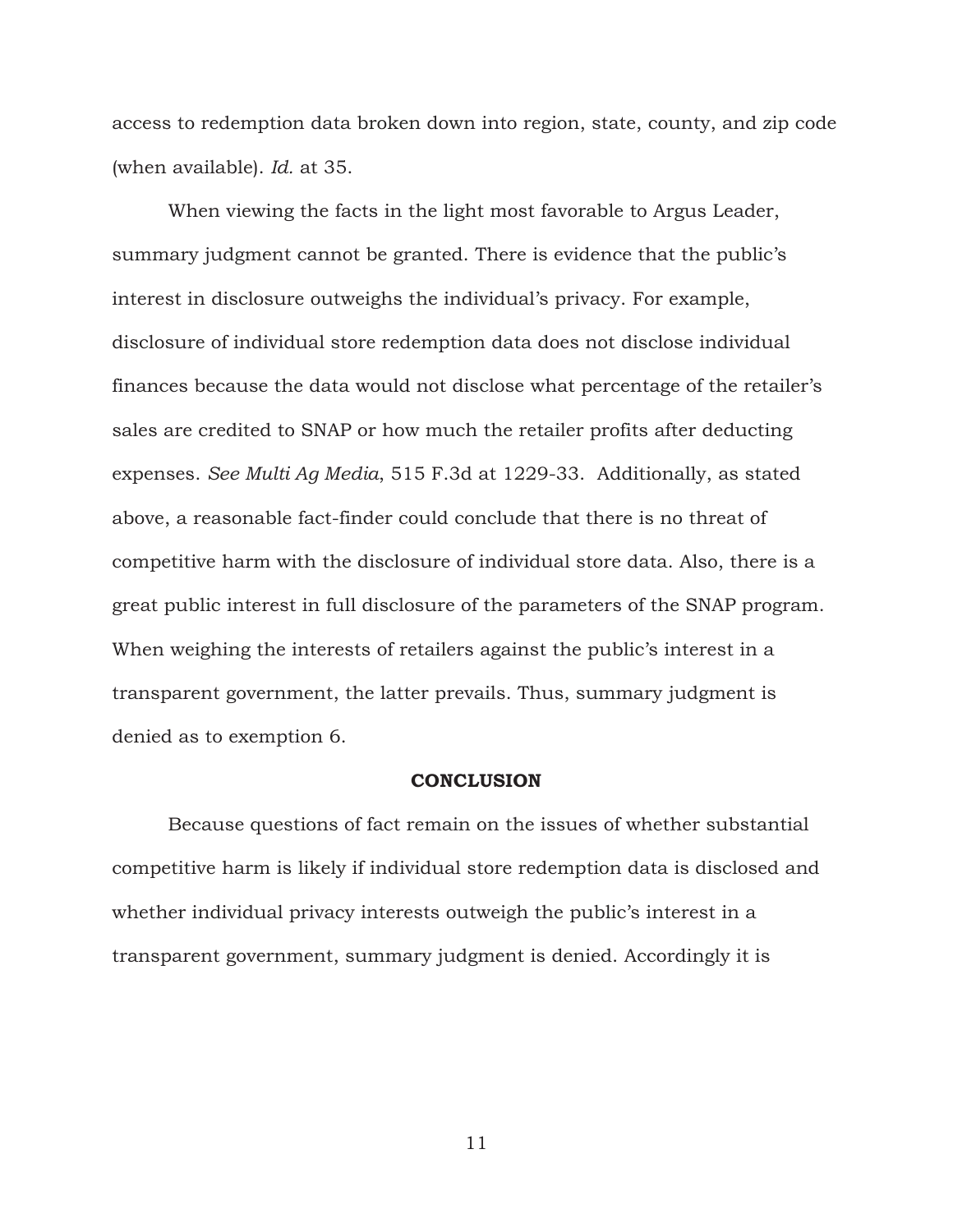access to redemption data broken down into region, state, county, and zip code (when available). *Id.* at 35.

When viewing the facts in the light most favorable to Argus Leader, summary judgment cannot be granted. There is evidence that the public's interest in disclosure outweighs the individual's privacy. For example, disclosure of individual store redemption data does not disclose individual finances because the data would not disclose what percentage of the retailer's sales are credited to SNAP or how much the retailer profits after deducting expenses. *See Multi Ag Media*, 515 F.3d at 1229-33. Additionally, as stated above, a reasonable fact-finder could conclude that there is no threat of competitive harm with the disclosure of individual store data. Also, there is a great public interest in full disclosure of the parameters of the SNAP program. When weighing the interests of retailers against the public's interest in a transparent government, the latter prevails. Thus, summary judgment is denied as to exemption 6.

**CONCLUSION**

Because questions of fact remain on the issues of whether substantial competitive harm is likely if individual store redemption data is disclosed and whether individual privacy interests outweigh the public's interest in a transparent government, summary judgment is denied. Accordingly it is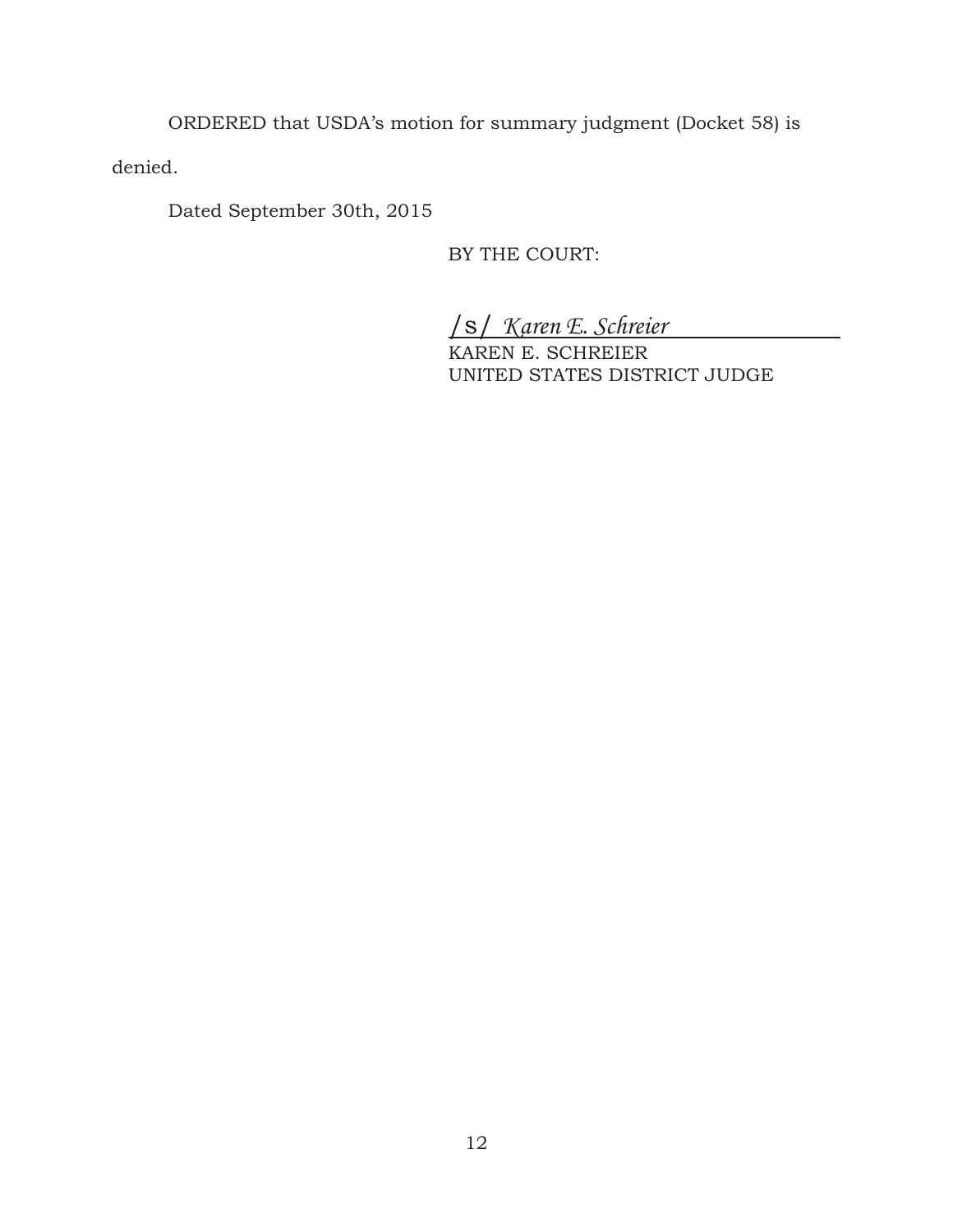ORDERED that USDA's motion for summary judgment (Docket 58) is denied.

Dated September 30th, 2015

BY THE COURT:

/s/ *Karen E. Schreier*
KAREN E. SCHREIER
UNITED STATES DISTRICT JUDGE